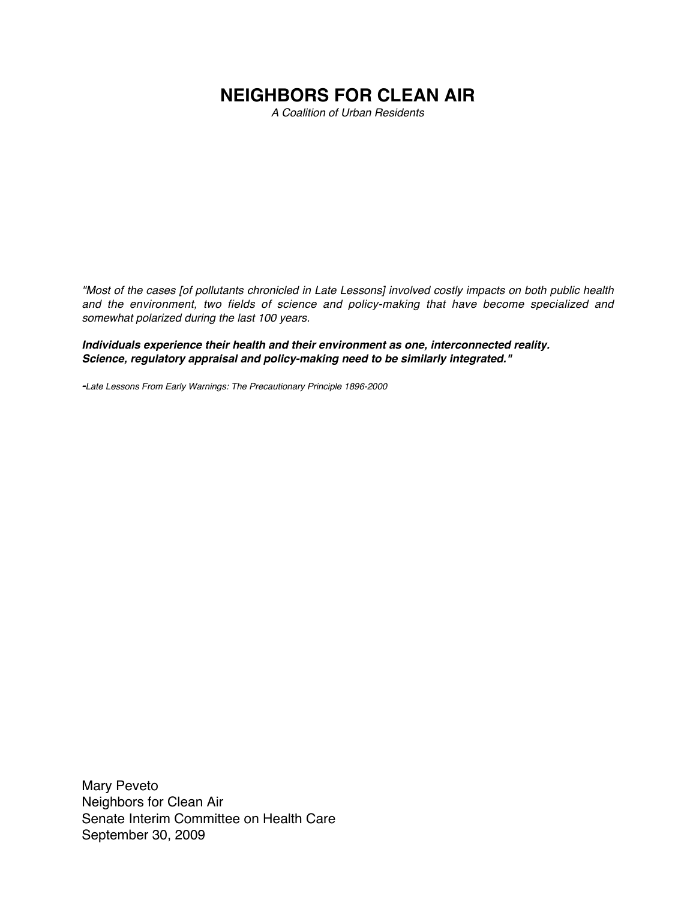# NEIGHBORS FOR CLEAN AIR

*A Coalition of Urban Residents*

*"Most of the cases [of pollutants chronicled in Late Lessons] involved costly impacts on both public health and the environment, two fields of science and policy-making that have become specialized and somewhat polarized during the last 100 years.*

***Individuals experience their health and their environment as one, interconnected reality. Science, regulatory appraisal and policy-making need to be similarly integrated."***

*-Late Lessons From Early Warnings: The Precautionary Principle 1896-2000*

Mary Peveto
Neighbors for Clean Air
Senate Interim Committee on Health Care
September 30, 2009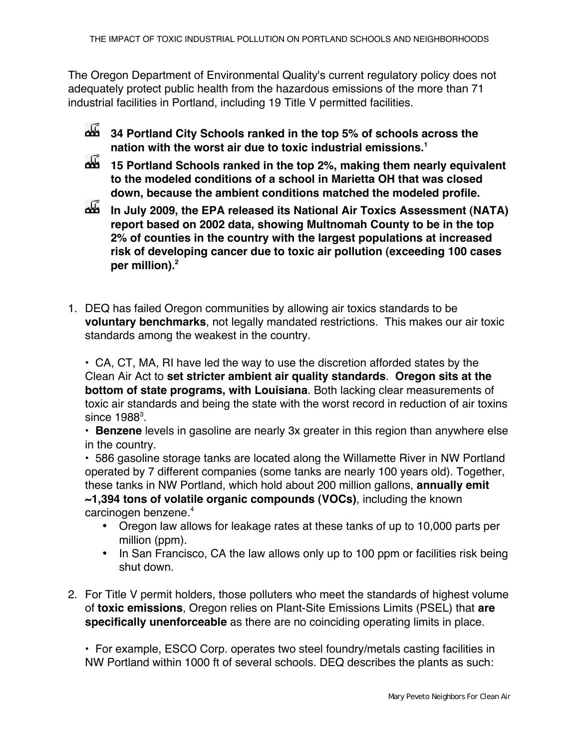The Oregon Department of Environmental Quality's current regulatory policy does not adequately protect public health from the hazardous emissions of the more than 71 industrial facilities in Portland, including 19 Title V permitted facilities.

- **34 Portland City Schools ranked in the top 5% of schools across the nation with the worst air due to toxic industrial emissions.**[1]
- **15 Portland Schools ranked in the top 2%, making them nearly equivalent to the modeled conditions of a school in Marietta OH that was closed down, because the ambient conditions matched the modeled profile.**
- **In July 2009, the EPA released its National Air Toxics Assessment (NATA) report based on 2002 data, showing Multnomah County to be in the top 2% of counties in the country with the largest populations at increased risk of developing cancer due to toxic air pollution (exceeding 100 cases per million).**[2]

1. DEQ has failed Oregon communities by allowing air toxics standards to be **voluntary benchmarks**, not legally mandated restrictions. This makes our air toxic standards among the weakest in the country.

   • CA, CT, MA, RI have led the way to use the discretion afforded states by the Clean Air Act to **set stricter ambient air quality standards**. **Oregon sits at the bottom of state programs, with Louisiana**. Both lacking clear measurements of toxic air standards and being the state with the worst record in reduction of air toxins since 1988[3].
   • **Benzene** levels in gasoline are nearly 3x greater in this region than anywhere else in the country.
   • 586 gasoline storage tanks are located along the Willamette River in NW Portland operated by 7 different companies (some tanks are nearly 100 years old). Together, these tanks in NW Portland, which hold about 200 million gallons, **annually emit ~1,394 tons of volatile organic compounds (VOCs)**, including the known carcinogen benzene.[4]
   - Oregon law allows for leakage rates at these tanks of up to 10,000 parts per million (ppm).
   - In San Francisco, CA the law allows only up to 100 ppm or facilities risk being shut down.

2. For Title V permit holders, those polluters who meet the standards of highest volume of **toxic emissions**, Oregon relies on Plant-Site Emissions Limits (PSEL) that **are specifically unenforceable** as there are no coinciding operating limits in place.

   • For example, ESCO Corp. operates two steel foundry/metals casting facilities in NW Portland within 1000 ft of several schools. DEQ describes the plants as such: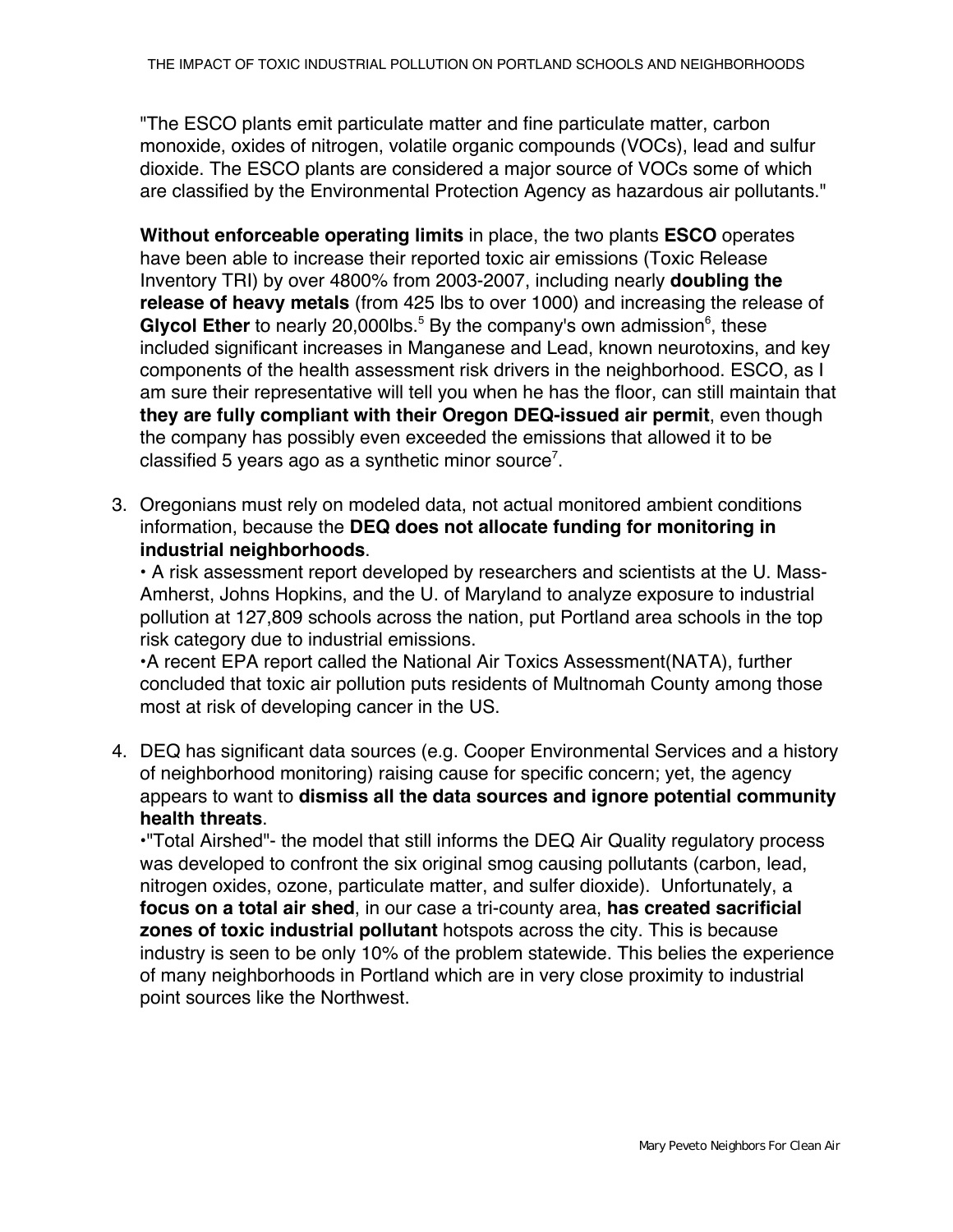"The ESCO plants emit particulate matter and fine particulate matter, carbon monoxide, oxides of nitrogen, volatile organic compounds (VOCs), lead and sulfur dioxide. The ESCO plants are considered a major source of VOCs some of which are classified by the Environmental Protection Agency as hazardous air pollutants."

**Without enforceable operating limits** in place, the two plants **ESCO** operates have been able to increase their reported toxic air emissions (Toxic Release Inventory TRI) by over 4800% from 2003-2007, including nearly **doubling the release of heavy metals** (from 425 lbs to over 1000) and increasing the release of **Glycol Ether** to nearly 20,000lbs.[5] By the company's own admission[6], these included significant increases in Manganese and Lead, known neurotoxins, and key components of the health assessment risk drivers in the neighborhood. ESCO, as I am sure their representative will tell you when he has the floor, can still maintain that **they are fully compliant with their Oregon DEQ-issued air permit**, even though the company has possibly even exceeded the emissions that allowed it to be classified 5 years ago as a synthetic minor source[7].

3. Oregonians must rely on modeled data, not actual monitored ambient conditions information, because the **DEQ does not allocate funding for monitoring in industrial neighborhoods**.
   • A risk assessment report developed by researchers and scientists at the U. Mass-Amherst, Johns Hopkins, and the U. of Maryland to analyze exposure to industrial pollution at 127,809 schools across the nation, put Portland area schools in the top risk category due to industrial emissions.
   •A recent EPA report called the National Air Toxics Assessment(NATA), further concluded that toxic air pollution puts residents of Multnomah County among those most at risk of developing cancer in the US.

4. DEQ has significant data sources (e.g. Cooper Environmental Services and a history of neighborhood monitoring) raising cause for specific concern; yet, the agency appears to want to **dismiss all the data sources and ignore potential community health threats**.
   •"Total Airshed"- the model that still informs the DEQ Air Quality regulatory process was developed to confront the six original smog causing pollutants (carbon, lead, nitrogen oxides, ozone, particulate matter, and sulfer dioxide). Unfortunately, a **focus on a total air shed**, in our case a tri-county area, **has created sacrificial zones of toxic industrial pollutant** hotspots across the city. This is because industry is seen to be only 10% of the problem statewide. This belies the experience of many neighborhoods in Portland which are in very close proximity to industrial point sources like the Northwest.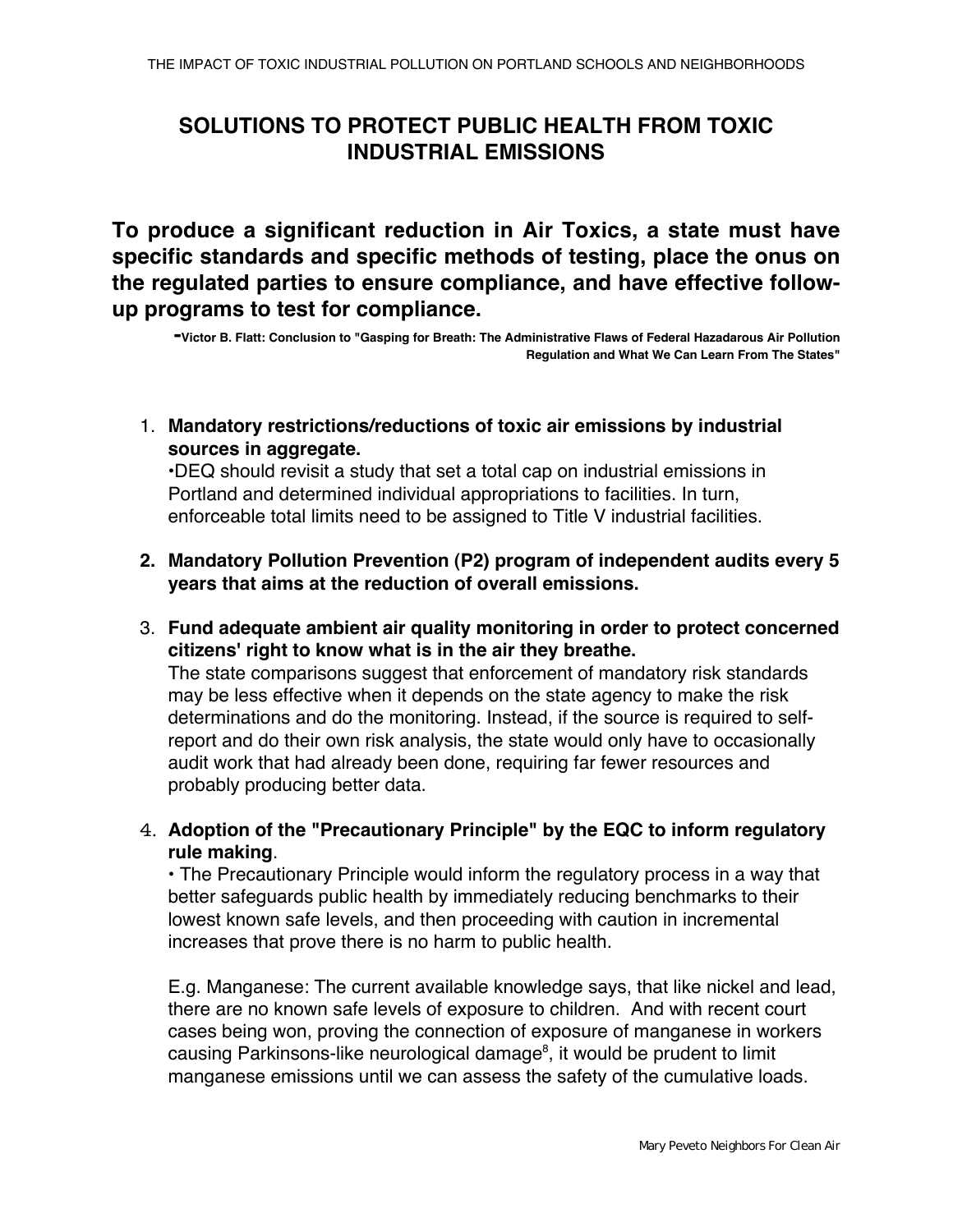## SOLUTIONS TO PROTECT PUBLIC HEALTH FROM TOXIC INDUSTRIAL EMISSIONS

**To produce a significant reduction in Air Toxics, a state must have specific standards and specific methods of testing, place the onus on the regulated parties to ensure compliance, and have effective follow-up programs to test for compliance.**

**-Victor B. Flatt: Conclusion to "Gasping for Breath: The Administrative Flaws of Federal Hazadarous Air Pollution Regulation and What We Can Learn From The States"**

1. **Mandatory restrictions/reductions of toxic air emissions by industrial sources in aggregate.**
   •DEQ should revisit a study that set a total cap on industrial emissions in Portland and determined individual appropriations to facilities. In turn, enforceable total limits need to be assigned to Title V industrial facilities.

2. **Mandatory Pollution Prevention (P2) program of independent audits every 5 years that aims at the reduction of overall emissions.**

3. **Fund adequate ambient air quality monitoring in order to protect concerned citizens' right to know what is in the air they breathe.**
   The state comparisons suggest that enforcement of mandatory risk standards may be less effective when it depends on the state agency to make the risk determinations and do the monitoring. Instead, if the source is required to self-report and do their own risk analysis, the state would only have to occasionally audit work that had already been done, requiring far fewer resources and probably producing better data.

4. **Adoption of the "Precautionary Principle" by the EQC to inform regulatory rule making**.
   • The Precautionary Principle would inform the regulatory process in a way that better safeguards public health by immediately reducing benchmarks to their lowest known safe levels, and then proceeding with caution in incremental increases that prove there is no harm to public health.

   E.g. Manganese: The current available knowledge says, that like nickel and lead, there are no known safe levels of exposure to children. And with recent court cases being won, proving the connection of exposure of manganese in workers causing Parkinsons-like neurological damage[8], it would be prudent to limit manganese emissions until we can assess the safety of the cumulative loads.

Mary Peveto Neighbors For Clean Air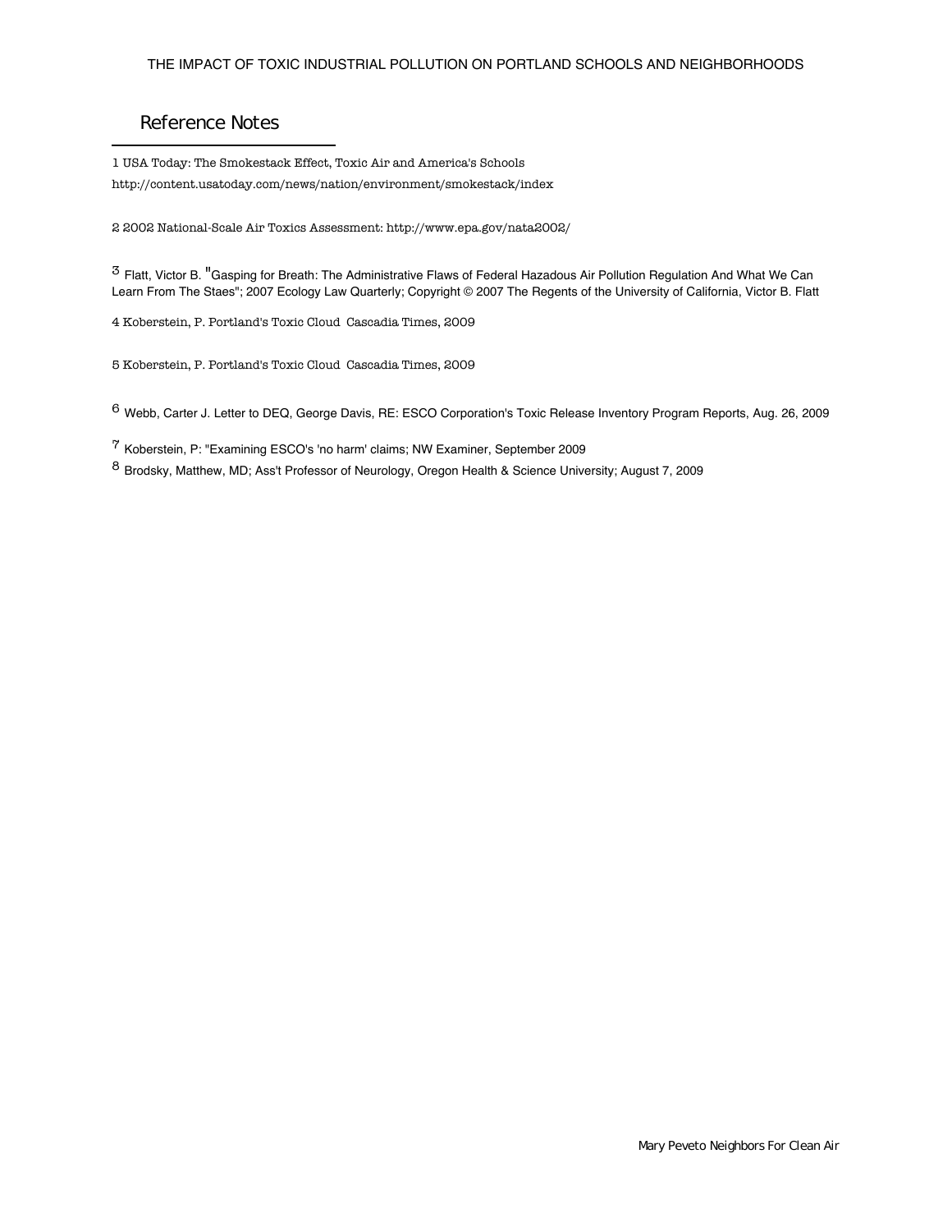## Reference Notes

1 USA Today: The Smokestack Effect, Toxic Air and America's Schools
http://content.usatoday.com/news/nation/environment/smokestack/index

2 2002 National-Scale Air Toxics Assessment: http://www.epa.gov/nata2002/

3 Flatt, Victor B. "Gasping for Breath: The Administrative Flaws of Federal Hazadous Air Pollution Regulation And What We Can Learn From The Staes"; 2007 Ecology Law Quarterly; Copyright © 2007 The Regents of the University of California, Victor B. Flatt

4 Koberstein, P. Portland's Toxic Cloud Cascadia Times, 2009

5 Koberstein, P. Portland's Toxic Cloud Cascadia Times, 2009

6 Webb, Carter J. Letter to DEQ, George Davis, RE: ESCO Corporation's Toxic Release Inventory Program Reports, Aug. 26, 2009

7 Koberstein, P: "Examining ESCO's 'no harm' claims; NW Examiner, September 2009

8 Brodsky, Matthew, MD; Ass't Professor of Neurology, Oregon Health & Science University; August 7, 2009